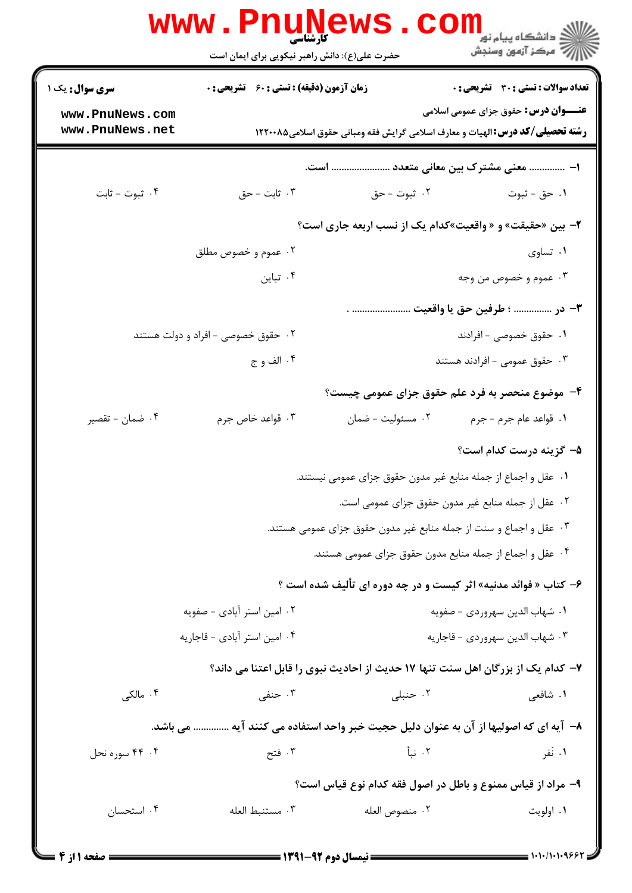کارشناسی

حضرت علی(ع): دانش راهبر نیکویی برای ایمان است

دانشگاه پیام نور
مرکز آزمون وسنجش

| سری سوال: یک ۱ | زمان آزمون (دقیقه) : تستی : ۶۰ تشریحی : ۰ | تعداد سوالات : تستی : ۳۰ تشریحی : ۰ |
|---|---|---|

www.PnuNews.com
www.PnuNews.net

**عنـــوان درس:** حقوق جزای عمومی اسلامی

**رشته تحصیلی/کد درس:** الهیات و معارف اسلامی گرایش فقه ومبانی حقوق اسلامی۱۲۲۰۰۸۵

**۱-** ............. معنی مشترک بین معانی متعدد ...................... است.

۱. حق - ثبوت
۲. ثبوت - حق
۳. ثابت - حق
۴. ثبوت - ثابت

**۲-** بین «حقیقت» و « واقعیت»کدام یک از نسب اربعه جاری است؟

۱. تساوی
۲. عموم و خصوص مطلق
۳. عموم و خصوص من وجه
۴. تباین

**۳-** در .............. ؛ طرفین حق یا واقعیت ...................... .

۱. حقوق خصوصی - افرادند
۲. حقوق خصوصی - افراد و دولت هستند
۳. حقوق عمومی - افرادند هستند
۴. الف و ج

**۴-** موضوع منحصر به فرد علم حقوق جزای عمومی چیست؟

۱. قواعد عام جرم - جرم
۲. مسؤلیت - ضمان
۳. قواعد خاص جرم
۴. ضمان - تقصیر

**۵-** گزینه درست کدام است؟

۱. عقل و اجماع از جمله منابع غیر مدون حقوق جزای عمومی نیستند.
۲. عقل از جمله منابع غیر مدون حقوق جزای عمومی است.
۳. عقل و اجماع و سنت از جمله منابع غیر مدون حقوق جزای عمومی هستند.
۴. عقل و اجماع از جمله منابع مدون حقوق جزای عمومی هستند.

**۶-** کتاب « فوائد مدنیه» اثر کیست و در چه دوره ای تألیف شده است ؟

۱. شهاب الدین سهروردی - صفویه
۲. امین استر آبادی - صفویه
۳. شهاب الدین سهروردی - قاجاریه
۴. امین استر آبادی - قاجاریه

**۷-** کدام یک از بزرگان اهل سنت تنها ۱۷ حدیث از احادیث نبوی را قابل اعتنا می داند؟

۱. شافعی
۲. حنبلی
۳. حنفی
۴. مالکی

**۸-** آیه ای که اصولیها از آن به عنوان دلیل حجیت خبر واحد استفاده می کنند آیه ............. می باشد.

۱. نَفر
۲. نبأ
۳. فتح
۴. ۴۴ سوره نحل

**۹-** مراد از قیاس ممنوع و باطل در اصول فقه کدام نوع قیاس است؟

۱. اولویت
۲. منصوص العله
۳. مستنبط العله
۴. استحسان

نیمسال دوم ۹۲-۱۳۹۱

۱۰۱۰/۱۰۱۰۹۶۶۲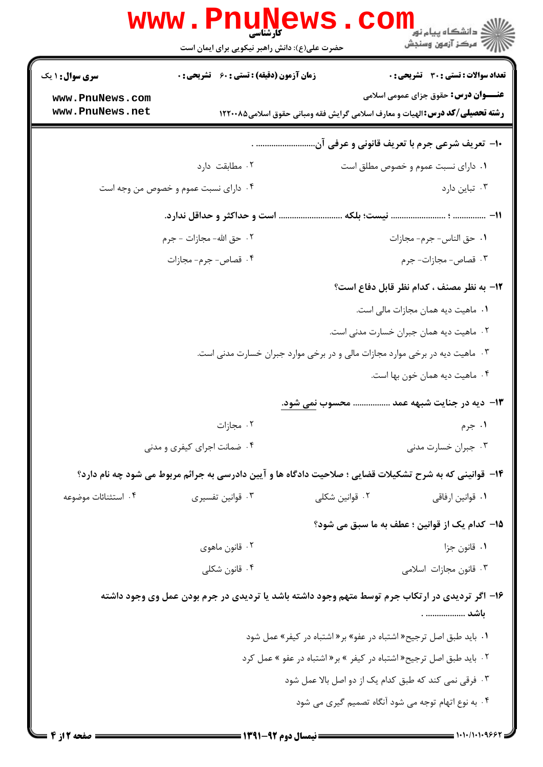**۱۰- تعریف شرعی جرم با تعریف قانونی و عرفی آن............................ .**

۱. دارای نسبت عموم و خصوص مطلق است

۲. مطابقت دارد

۳. تباین دارد

۴. دارای نسبت عموم و خصوص من وجه است

**۱۱- ............... ؛ ......................... نیست؛ بلکه ............................ است و حداکثر و حداقل ندارد.**

۱. حق الناس- جرم- مجازات

۲. حق الله- مجازات - جرم

۳. قصاص- مجازات- جرم

۴. قصاص- جرم- مجازات

**۱۲- به نظر مصنف ، کدام نظر قابل دفاع است؟**

۱. ماهیت دیه همان مجازات مالی است.

۲. ماهیت دیه همان جبران خسارت مدنی است.

۳. ماهیت دیه در برخی موارد مجازات مالی و در برخی موارد جبران خسارت مدنی است.

۴. ماهیت دیه همان خون بها است.

**۱۳- دیه در جنایت شبهه عمد ................. محسوب نمی شود.**

۱. جرم

۲. مجازات

۳. جبران خسارت مدنی

۴. ضمانت اجرای کیفری و مدنی

**۱۴- قوانینی که به شرح تشکیلات قضایی ؛ صلاحیت دادگاه ها و آیین دادرسی به جرائم مربوط می شود چه نام دارد؟**

۱. قوانین ارفاقی

۲. قوانین شکلی

۳. قوانین تفسیری

۴. استثنائات موضوعه

**۱۵- کدام یک از قوانین ؛ عطف به ما سبق می شود؟**

۱. قانون جزا

۲. قانون ماهوی

۳. قانون مجازات اسلامی

۴. قانون شکلی

**۱۶- اگر تردیدی در ارتکاب جرم توسط متهم وجود داشته باشد یا تردیدی در جرم بودن عمل وی وجود داشته باشد .................. .**

۱. باید طبق اصل ترجیح« اشتباه در عفو» بر« اشتباه در کیفر» عمل شود

۲. باید طبق اصل ترجیح« اشتباه در کیفر » بر« اشتباه در عفو » عمل کرد

۳. فرقی نمی کند که طبق کدام یک از دو اصل بالا عمل شود

۴. به نوع اتهام توجه می شود آنگاه تصمیم گیری می شود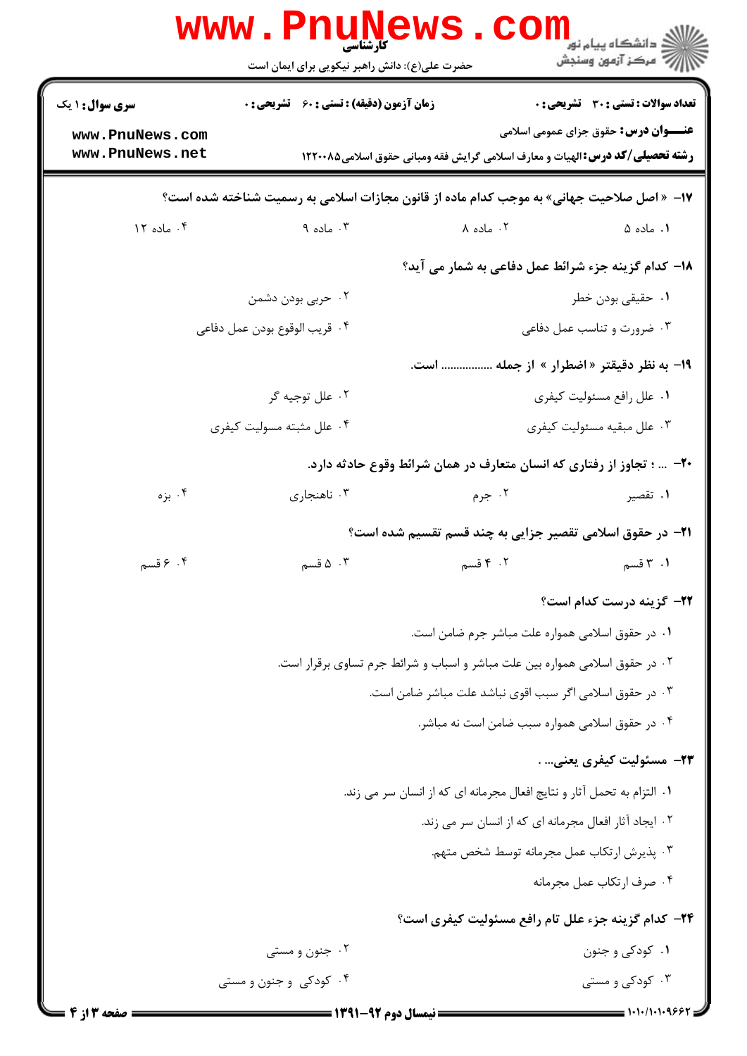**۱۷- «اصل صلاحیت جهانی» به موجب کدام ماده از قانون مجازات اسلامی به رسمیت شناخته شده است؟**

۱. ماده ۵
۲. ماده ۸
۳. ماده ۹
۴. ماده ۱۲

**۱۸- کدام گزینه جزء شرائط عمل دفاعی به شمار می آید؟**

۱. حقیقی بودن خطر
۲. حربی بودن دشمن
۳. ضرورت و تناسب عمل دفاعی
۴. قریب الوقوع بودن عمل دفاعی

**۱۹- به نظر دقیقتر «اضطرار» از جمله ............... است.**

۱. علل رافع مسئولیت کیفری
۲. علل توجیه گر
۳. علل مبقیه مسئولیت کیفری
۴. علل مثبته مسولیت کیفری

**۲۰- ... ؛ تجاوز از رفتاری که انسان متعارف در همان شرائط وقوع حادثه دارد.**

۱. تقصیر
۲. جرم
۳. ناهنجاری
۴. بزه

**۲۱- در حقوق اسلامی تقصیر جزایی به چند قسم تقسیم شده است؟**

۱. ۳ قسم
۲. ۴ قسم
۳. ۵ قسم
۴. ۶ قسم

**۲۲- گزینه درست کدام است؟**

۱. در حقوق اسلامی همواره علت مباشر جرم ضامن است.
۲. در حقوق اسلامی همواره بین علت مباشر و اسباب و شرائط جرم تساوی برقرار است.
۳. در حقوق اسلامی اگر سبب اقوی نباشد علت مباشر ضامن است.
۴. در حقوق اسلامی همواره سبب ضامن است نه مباشر.

**۲۳- مسئولیت کیفری یعنی... .**

۱. التزام به تحمل آثار و نتایج افعال مجرمانه ای که از انسان سر می زند.
۲. ایجاد آثار افعال مجرمانه ای که از انسان سر می زند.
۳. پذیرش ارتکاب عمل مجرمانه توسط شخص متهم.
۴. صرف ارتکاب عمل مجرمانه

**۲۴- کدام گزینه جزء علل تام رافع مسئولیت کیفری است؟**

۱. کودکی و جنون
۲. جنون و مستی
۳. کودکی و مستی
۴. کودکی و جنون و مستی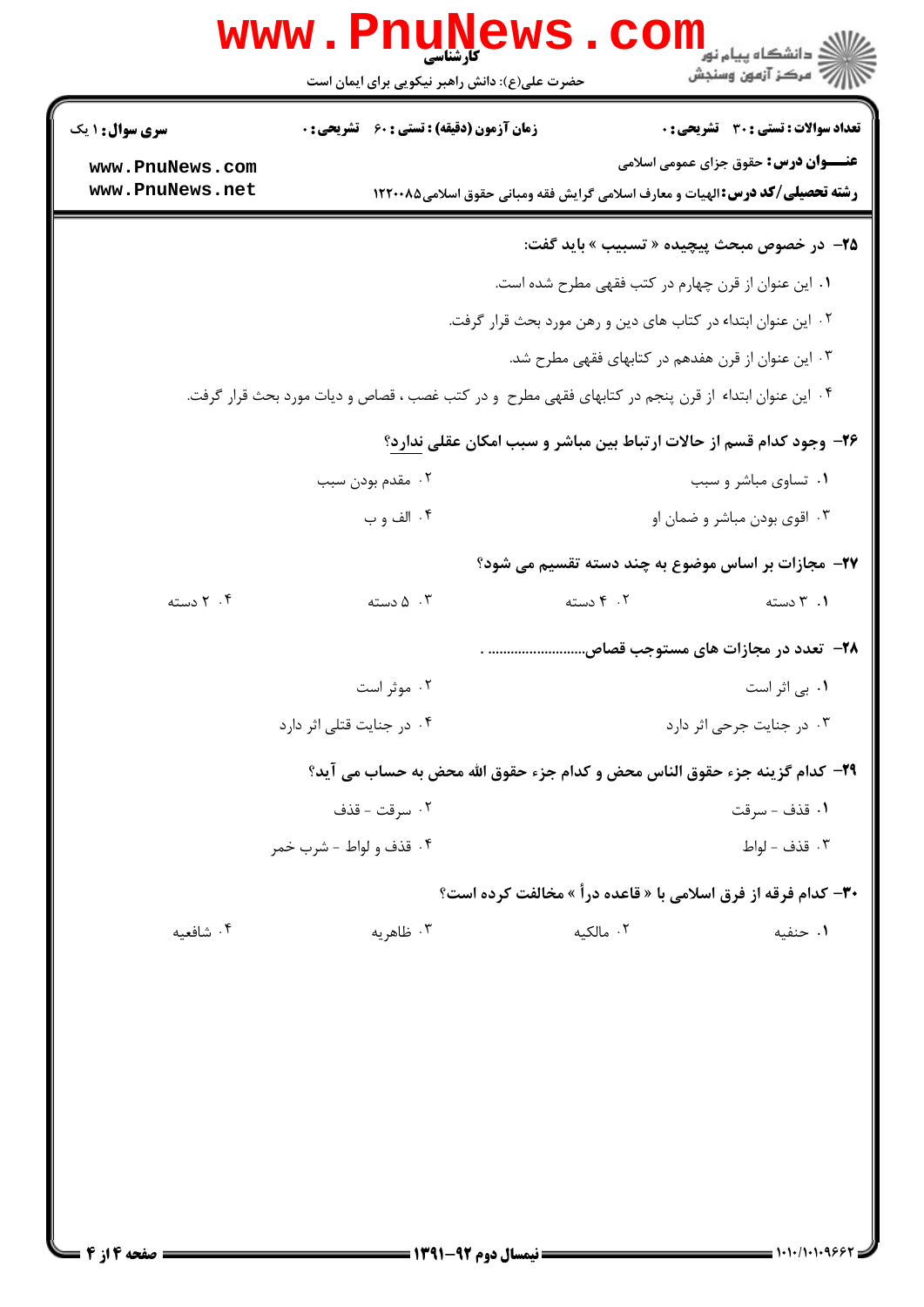**۲۵- در خصوص مبحث پیچیده « تسبیب » باید گفت:**

۱. این عنوان از قرن چهارم در کتب فقهی مطرح شده است.

۲. این عنوان ابتداء در کتاب های دین و رهن مورد بحث قرار گرفت.

۳. این عنوان از قرن هفدهم در کتابهای فقهی مطرح شد.

۴. این عنوان ابتداء از قرن پنجم در کتابهای فقهی مطرح و در کتب غصب ، قصاص و دیات مورد بحث قرار گرفت.

**۲۶- وجود کدام قسم از حالات ارتباط بین مباشر و سبب امکان عقلی ندارد؟**

۱. تساوی مباشر و سبب

۲. مقدم بودن سبب

۳. اقوی بودن مباشر و ضمان او

۴. الف و ب

**۲۷- مجازات بر اساس موضوع به چند دسته تقسیم می شود؟**

۱. ۳ دسته

۲. ۴ دسته

۳. ۵ دسته

۴. ۲ دسته

**۲۸- تعدد در مجازات های مستوجب قصاص........................ .**

۱. بی اثر است

۲. موثر است

۳. در جنایت جرحی اثر دارد

۴. در جنایت قتلی اثر دارد

**۲۹- کدام گزینه جزء حقوق الناس محض و کدام جزء حقوق الله محض به حساب می آید؟**

۱. قذف - سرقت

۲. سرقت - قذف

۳. قذف - لواط

۴. قذف و لواط - شرب خمر

**۳۰- کدام فرقه از فرق اسلامی با « قاعده درأ » مخالفت کرده است؟**

۱. حنفیه

۲. مالکیه

۳. ظاهریه

۴. شافعیه